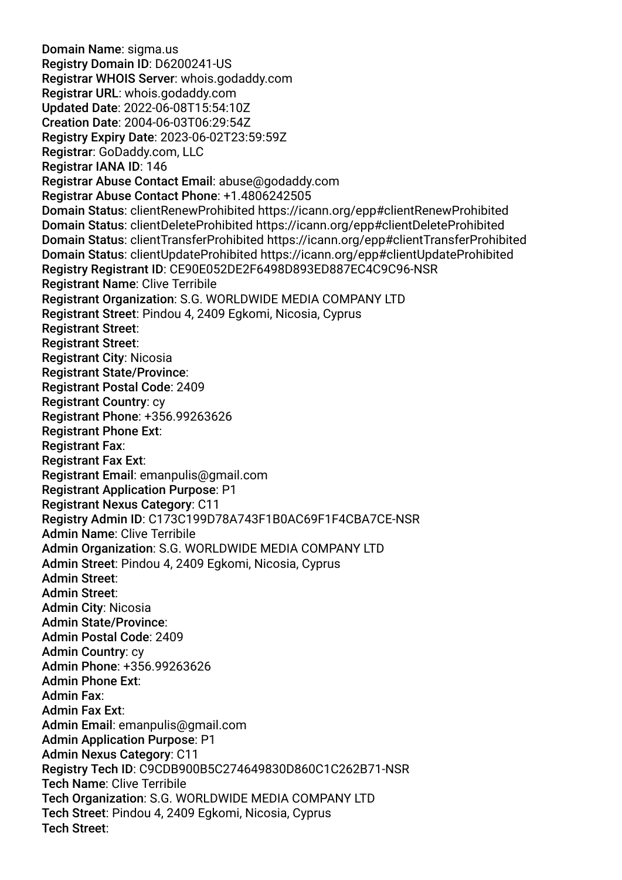**Domain Name**: sigma.us
**Registry Domain ID**: D6200241-US
**Registrar WHOIS Server**: whois.godaddy.com
**Registrar URL**: whois.godaddy.com
**Updated Date**: 2022-06-08T15:54:10Z
**Creation Date**: 2004-06-03T06:29:54Z
**Registry Expiry Date**: 2023-06-02T23:59:59Z
**Registrar**: GoDaddy.com, LLC
**Registrar IANA ID**: 146
**Registrar Abuse Contact Email**: abuse@godaddy.com
**Registrar Abuse Contact Phone**: +1.4806242505
**Domain Status**: clientRenewProhibited https://icann.org/epp#clientRenewProhibited
**Domain Status**: clientDeleteProhibited https://icann.org/epp#clientDeleteProhibited
**Domain Status**: clientTransferProhibited https://icann.org/epp#clientTransferProhibited
**Domain Status**: clientUpdateProhibited https://icann.org/epp#clientUpdateProhibited
**Registry Registrant ID**: CE90E052DE2F6498D893ED887EC4C9C96-NSR
**Registrant Name**: Clive Terribile
**Registrant Organization**: S.G. WORLDWIDE MEDIA COMPANY LTD
**Registrant Street**: Pindou 4, 2409 Egkomi, Nicosia, Cyprus
**Registrant Street**:
**Registrant Street**:
**Registrant City**: Nicosia
**Registrant State/Province**:
**Registrant Postal Code**: 2409
**Registrant Country**: cy
**Registrant Phone**: +356.99263626
**Registrant Phone Ext**:
**Registrant Fax**:
**Registrant Fax Ext**:
**Registrant Email**: emanpulis@gmail.com
**Registrant Application Purpose**: P1
**Registrant Nexus Category**: C11
**Registry Admin ID**: C173C199D78A743F1B0AC69F1F4CBA7CE-NSR
**Admin Name**: Clive Terribile
**Admin Organization**: S.G. WORLDWIDE MEDIA COMPANY LTD
**Admin Street**: Pindou 4, 2409 Egkomi, Nicosia, Cyprus
**Admin Street**:
**Admin Street**:
**Admin City**: Nicosia
**Admin State/Province**:
**Admin Postal Code**: 2409
**Admin Country**: cy
**Admin Phone**: +356.99263626
**Admin Phone Ext**:
**Admin Fax**:
**Admin Fax Ext**:
**Admin Email**: emanpulis@gmail.com
**Admin Application Purpose**: P1
**Admin Nexus Category**: C11
**Registry Tech ID**: C9CDB900B5C274649830D860C1C262B71-NSR
**Tech Name**: Clive Terribile
**Tech Organization**: S.G. WORLDWIDE MEDIA COMPANY LTD
**Tech Street**: Pindou 4, 2409 Egkomi, Nicosia, Cyprus
**Tech Street**: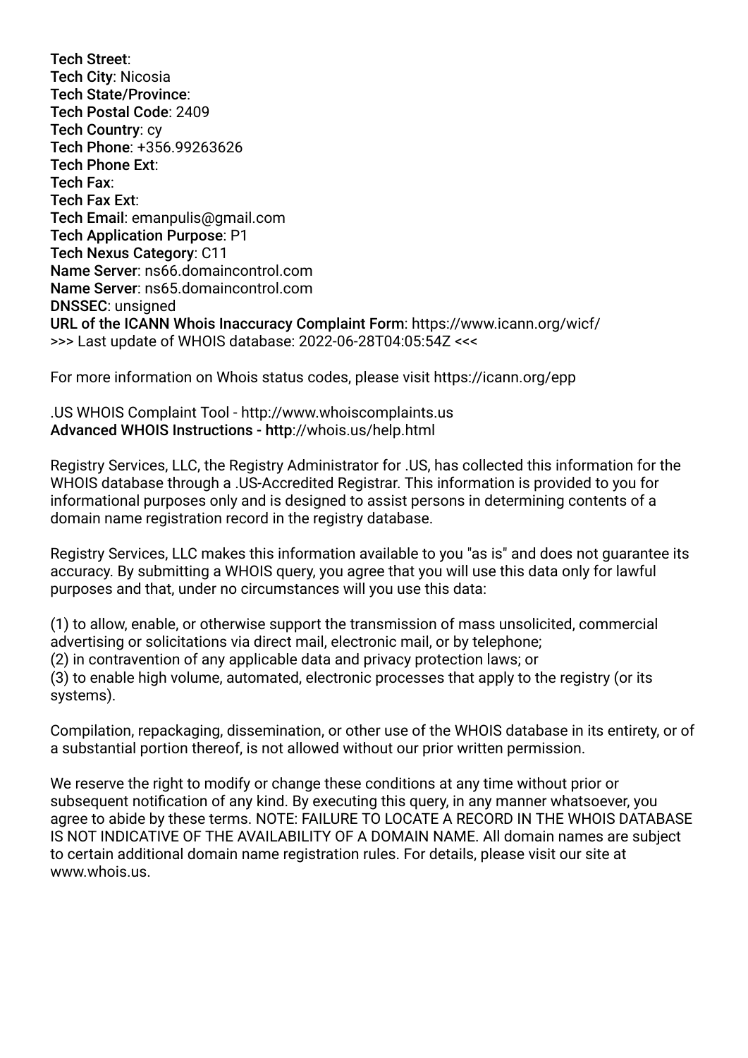**Tech Street**:
**Tech City**: Nicosia
**Tech State/Province**:
**Tech Postal Code**: 2409
**Tech Country**: cy
**Tech Phone**: +356.99263626
**Tech Phone Ext**:
**Tech Fax**:
**Tech Fax Ext**:
**Tech Email**: emanpulis@gmail.com
**Tech Application Purpose**: P1
**Tech Nexus Category**: C11
**Name Server**: ns66.domaincontrol.com
**Name Server**: ns65.domaincontrol.com
**DNSSEC**: unsigned
**URL of the ICANN Whois Inaccuracy Complaint Form**: https://www.icann.org/wicf/
>>> Last update of WHOIS database: 2022-06-28T04:05:54Z <<<

For more information on Whois status codes, please visit https://icann.org/epp

.US WHOIS Complaint Tool - http://www.whoiscomplaints.us
**Advanced WHOIS Instructions - http**://whois.us/help.html

Registry Services, LLC, the Registry Administrator for .US, has collected this information for the WHOIS database through a .US-Accredited Registrar. This information is provided to you for informational purposes only and is designed to assist persons in determining contents of a domain name registration record in the registry database.

Registry Services, LLC makes this information available to you "as is" and does not guarantee its accuracy. By submitting a WHOIS query, you agree that you will use this data only for lawful purposes and that, under no circumstances will you use this data:

(1) to allow, enable, or otherwise support the transmission of mass unsolicited, commercial advertising or solicitations via direct mail, electronic mail, or by telephone;
(2) in contravention of any applicable data and privacy protection laws; or
(3) to enable high volume, automated, electronic processes that apply to the registry (or its systems).

Compilation, repackaging, dissemination, or other use of the WHOIS database in its entirety, or of a substantial portion thereof, is not allowed without our prior written permission.

We reserve the right to modify or change these conditions at any time without prior or subsequent notification of any kind. By executing this query, in any manner whatsoever, you agree to abide by these terms. NOTE: FAILURE TO LOCATE A RECORD IN THE WHOIS DATABASE IS NOT INDICATIVE OF THE AVAILABILITY OF A DOMAIN NAME. All domain names are subject to certain additional domain name registration rules. For details, please visit our site at www.whois.us.